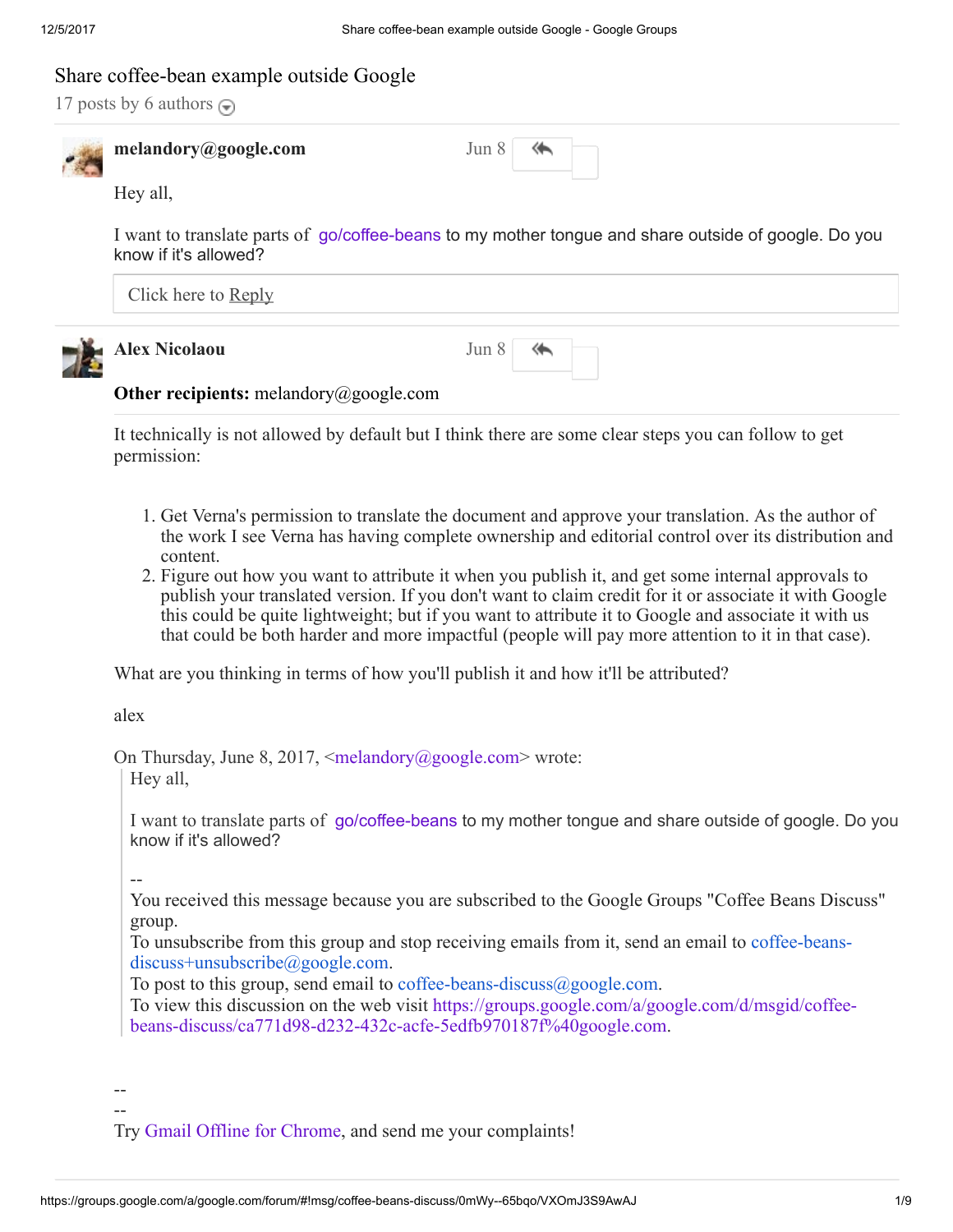# Share coffee-bean example outside Google

17 posts by 6 authors

**melandory@google.com** Jun 8

Hey all,

I want to translate parts of go/coffee-beans to my mother tongue and share outside of google. Do you know if it's allowed?

Click here to Reply

---

**Alex Nicolaou** Jun 8

**Other recipients:** melandory@google.com

It technically is not allowed by default but I think there are some clear steps you can follow to get permission:

1. Get Verna's permission to translate the document and approve your translation. As the author of the work I see Verna has having complete ownership and editorial control over its distribution and content.
2. Figure out how you want to attribute it when you publish it, and get some internal approvals to publish your translated version. If you don't want to claim credit for it or associate it with Google this could be quite lightweight; but if you want to attribute it to Google and associate it with us that could be both harder and more impactful (people will pay more attention to it in that case).

What are you thinking in terms of how you'll publish it and how it'll be attributed?

alex

On Thursday, June 8, 2017, <melandory@google.com> wrote:

> Hey all,
>
> I want to translate parts of go/coffee-beans to my mother tongue and share outside of google. Do you know if it's allowed?
>
> --
> You received this message because you are subscribed to the Google Groups "Coffee Beans Discuss" group.
> To unsubscribe from this group and stop receiving emails from it, send an email to coffee-beans-discuss+unsubscribe@google.com.
> To post to this group, send email to coffee-beans-discuss@google.com.
> To view this discussion on the web visit https://groups.google.com/a/google.com/d/msgid/coffee-beans-discuss/ca771d98-d232-432c-acfe-5edfb970187f%40google.com.

--
--
Try Gmail Offline for Chrome, and send me your complaints!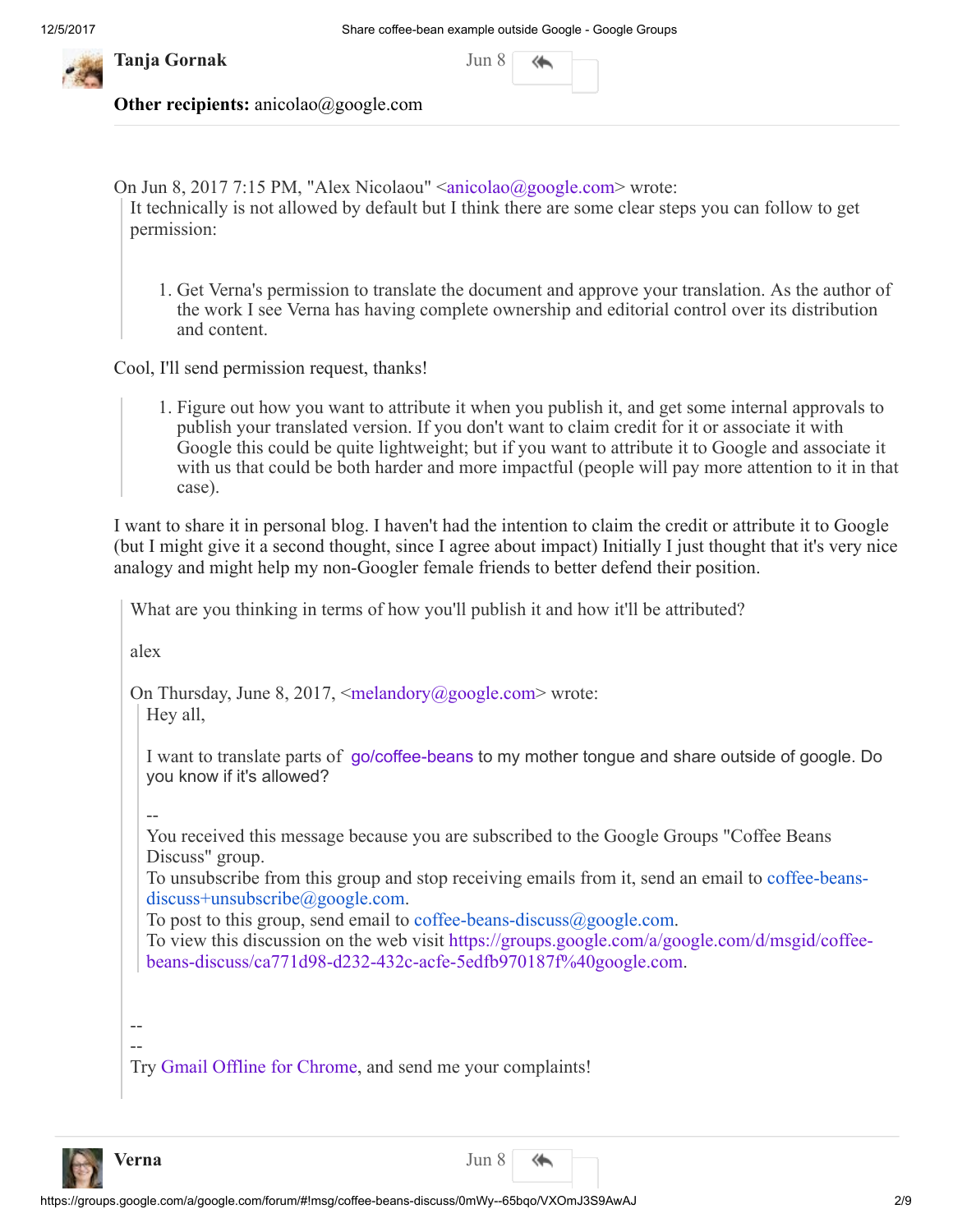**Tanja Gornak** Jun 8

**Other recipients:** anicolao@google.com

On Jun 8, 2017 7:15 PM, "Alex Nicolaou" <anicolao@google.com> wrote:

> It technically is not allowed by default but I think there are some clear steps you can follow to get permission:
>
> 1. Get Verna's permission to translate the document and approve your translation. As the author of the work I see Verna has having complete ownership and editorial control over its distribution and content.

Cool, I'll send permission request, thanks!

> 1. Figure out how you want to attribute it when you publish it, and get some internal approvals to publish your translated version. If you don't want to claim credit for it or associate it with Google this could be quite lightweight; but if you want to attribute it to Google and associate it with us that could be both harder and more impactful (people will pay more attention to it in that case).

I want to share it in personal blog. I haven't had the intention to claim the credit or attribute it to Google (but I might give it a second thought, since I agree about impact) Initially I just thought that it's very nice analogy and might help my non-Googler female friends to better defend their position.

> What are you thinking in terms of how you'll publish it and how it'll be attributed?
>
> alex
>
> On Thursday, June 8, 2017, <melandory@google.com> wrote:
>
> > Hey all,
> >
> > I want to translate parts of go/coffee-beans to my mother tongue and share outside of google. Do you know if it's allowed?
> >
> > --
> > You received this message because you are subscribed to the Google Groups "Coffee Beans Discuss" group.
> > To unsubscribe from this group and stop receiving emails from it, send an email to coffee-beans-discuss+unsubscribe@google.com.
> > To post to this group, send email to coffee-beans-discuss@google.com.
> > To view this discussion on the web visit https://groups.google.com/a/google.com/d/msgid/coffee-beans-discuss/ca771d98-d232-432c-acfe-5edfb970187f%40google.com.
>
> --
> --
> Try Gmail Offline for Chrome, and send me your complaints!

**Verna** Jun 8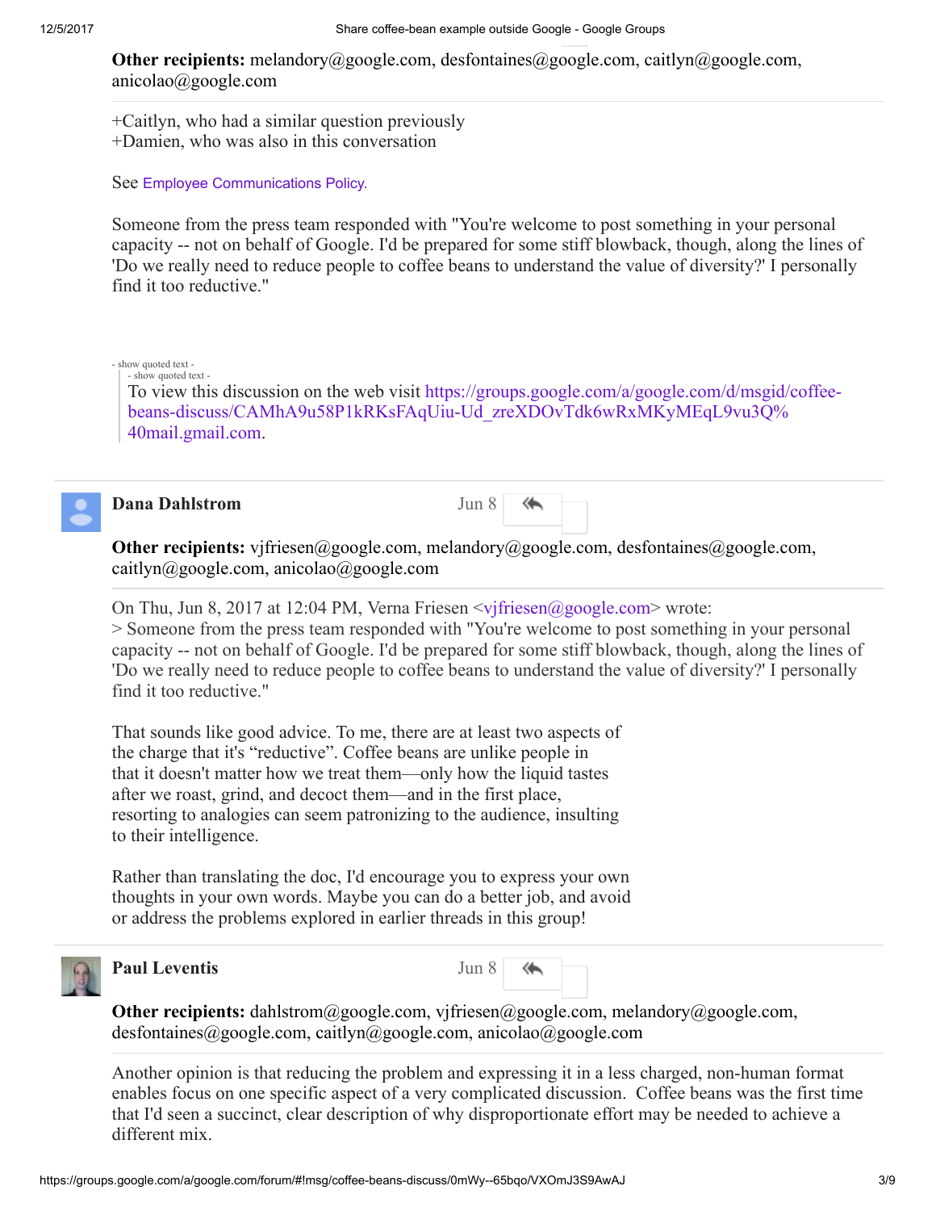**Other recipients:** melandory@google.com, desfontaines@google.com, caitlyn@google.com, anicolao@google.com

+Caitlyn, who had a similar question previously
+Damien, who was also in this conversation

See Employee Communications Policy.

Someone from the press team responded with "You're welcome to post something in your personal capacity -- not on behalf of Google. I'd be prepared for some stiff blowback, though, along the lines of 'Do we really need to reduce people to coffee beans to understand the value of diversity?' I personally find it too reductive."

- show quoted text -
- show quoted text -

To view this discussion on the web visit https://groups.google.com/a/google.com/d/msgid/coffee-beans-discuss/CAMhA9u58P1kRKsFAqUiu-Ud_zreXDOvTdk6wRxMKyMEqL9vu3Q%40mail.gmail.com.

---

**Dana Dahlstrom** Jun 8

**Other recipients:** vjfriesen@google.com, melandory@google.com, desfontaines@google.com, caitlyn@google.com, anicolao@google.com

On Thu, Jun 8, 2017 at 12:04 PM, Verna Friesen <vjfriesen@google.com> wrote:
> Someone from the press team responded with "You're welcome to post something in your personal capacity -- not on behalf of Google. I'd be prepared for some stiff blowback, though, along the lines of 'Do we really need to reduce people to coffee beans to understand the value of diversity?' I personally find it too reductive."

That sounds like good advice. To me, there are at least two aspects of the charge that it's “reductive”. Coffee beans are unlike people in that it doesn't matter how we treat them—only how the liquid tastes after we roast, grind, and decoct them—and in the first place, resorting to analogies can seem patronizing to the audience, insulting to their intelligence.

Rather than translating the doc, I'd encourage you to express your own thoughts in your own words. Maybe you can do a better job, and avoid or address the problems explored in earlier threads in this group!

---

**Paul Leventis** Jun 8

**Other recipients:** dahlstrom@google.com, vjfriesen@google.com, melandory@google.com, desfontaines@google.com, caitlyn@google.com, anicolao@google.com

Another opinion is that reducing the problem and expressing it in a less charged, non-human format enables focus on one specific aspect of a very complicated discussion. Coffee beans was the first time that I'd seen a succinct, clear description of why disproportionate effort may be needed to achieve a different mix.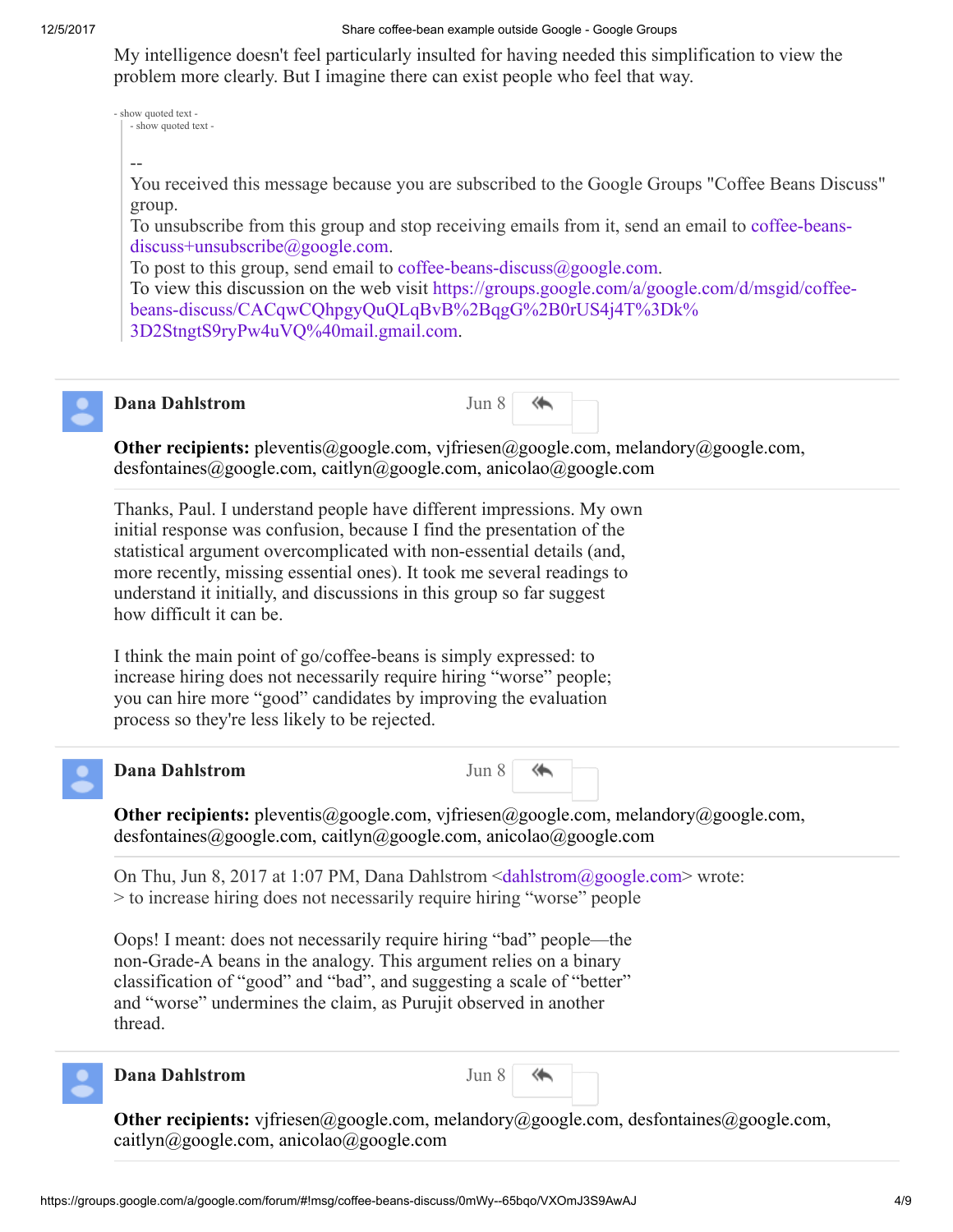My intelligence doesn't feel particularly insulted for having needed this simplification to view the problem more clearly. But I imagine there can exist people who feel that way.

- show quoted text -
- show quoted text -

--
You received this message because you are subscribed to the Google Groups "Coffee Beans Discuss" group.
To unsubscribe from this group and stop receiving emails from it, send an email to coffee-beans-discuss+unsubscribe@google.com.
To post to this group, send email to coffee-beans-discuss@google.com.
To view this discussion on the web visit https://groups.google.com/a/google.com/d/msgid/coffee-beans-discuss/CACqwCQhpgyQuQLqBvB%2BqgG%2B0rUS4j4T%3Dk%3D2StngtS9ryPw4uVQ%40mail.gmail.com.

---

**Dana Dahlstrom** Jun 8

**Other recipients:** pleventis@google.com, vjfriesen@google.com, melandory@google.com, desfontaines@google.com, caitlyn@google.com, anicolao@google.com

Thanks, Paul. I understand people have different impressions. My own initial response was confusion, because I find the presentation of the statistical argument overcomplicated with non-essential details (and, more recently, missing essential ones). It took me several readings to understand it initially, and discussions in this group so far suggest how difficult it can be.

I think the main point of go/coffee-beans is simply expressed: to increase hiring does not necessarily require hiring “worse” people; you can hire more “good” candidates by improving the evaluation process so they're less likely to be rejected.

---

**Dana Dahlstrom** Jun 8

**Other recipients:** pleventis@google.com, vjfriesen@google.com, melandory@google.com, desfontaines@google.com, caitlyn@google.com, anicolao@google.com

On Thu, Jun 8, 2017 at 1:07 PM, Dana Dahlstrom <dahlstrom@google.com> wrote:
> to increase hiring does not necessarily require hiring “worse” people

Oops! I meant: does not necessarily require hiring “bad” people—the non-Grade-A beans in the analogy. This argument relies on a binary classification of “good” and “bad”, and suggesting a scale of “better” and “worse” undermines the claim, as Purujit observed in another thread.

---

**Dana Dahlstrom** Jun 8

**Other recipients:** vjfriesen@google.com, melandory@google.com, desfontaines@google.com, caitlyn@google.com, anicolao@google.com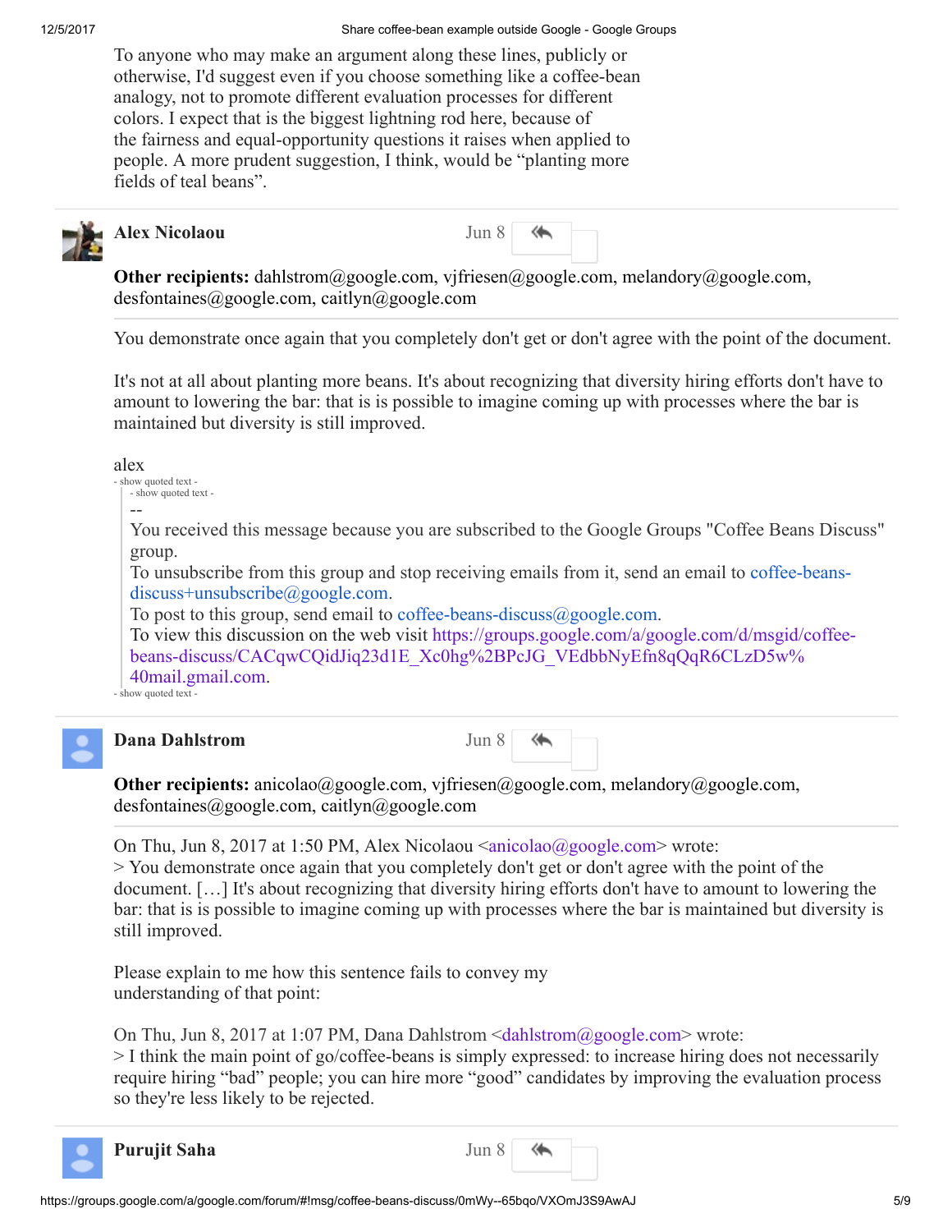To anyone who may make an argument along these lines, publicly or otherwise, I'd suggest even if you choose something like a coffee-bean analogy, not to promote different evaluation processes for different colors. I expect that is the biggest lightning rod here, because of the fairness and equal-opportunity questions it raises when applied to people. A more prudent suggestion, I think, would be "planting more fields of teal beans".

---

**Alex Nicolaou** Jun 8

**Other recipients:** dahlstrom@google.com, vjfriesen@google.com, melandory@google.com, desfontaines@google.com, caitlyn@google.com

You demonstrate once again that you completely don't get or don't agree with the point of the document.

It's not at all about planting more beans. It's about recognizing that diversity hiring efforts don't have to amount to lowering the bar: that is is possible to imagine coming up with processes where the bar is maintained but diversity is still improved.

alex

- show quoted text -

- show quoted text -

--

You received this message because you are subscribed to the Google Groups "Coffee Beans Discuss" group.
To unsubscribe from this group and stop receiving emails from it, send an email to coffee-beans-discuss+unsubscribe@google.com.
To post to this group, send email to coffee-beans-discuss@google.com.
To view this discussion on the web visit https://groups.google.com/a/google.com/d/msgid/coffee-beans-discuss/CACqwCQidJiq23d1E_Xc0hg%2BPcJG_VEdbbNyEfn8qQqR6CLzD5w%40mail.gmail.com.

- show quoted text -

---

**Dana Dahlstrom** Jun 8

**Other recipients:** anicolao@google.com, vjfriesen@google.com, melandory@google.com, desfontaines@google.com, caitlyn@google.com

On Thu, Jun 8, 2017 at 1:50 PM, Alex Nicolaou <anicolao@google.com> wrote:
> You demonstrate once again that you completely don't get or don't agree with the point of the document. […] It's about recognizing that diversity hiring efforts don't have to amount to lowering the bar: that is is possible to imagine coming up with processes where the bar is maintained but diversity is still improved.

Please explain to me how this sentence fails to convey my understanding of that point:

On Thu, Jun 8, 2017 at 1:07 PM, Dana Dahlstrom <dahlstrom@google.com> wrote:
> I think the main point of go/coffee-beans is simply expressed: to increase hiring does not necessarily require hiring "bad" people; you can hire more "good" candidates by improving the evaluation process so they're less likely to be rejected.

---

**Purujit Saha** Jun 8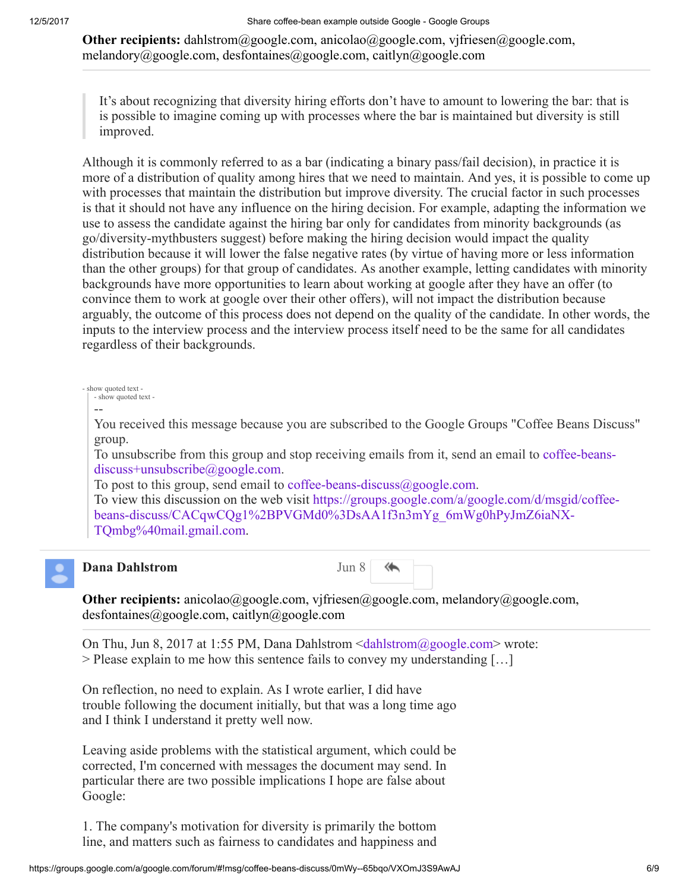**Other recipients:** dahlstrom@google.com, anicolao@google.com, vjfriesen@google.com, melandory@google.com, desfontaines@google.com, caitlyn@google.com

> It's about recognizing that diversity hiring efforts don't have to amount to lowering the bar: that is is possible to imagine coming up with processes where the bar is maintained but diversity is still improved.

Although it is commonly referred to as a bar (indicating a binary pass/fail decision), in practice it is more of a distribution of quality among hires that we need to maintain. And yes, it is possible to come up with processes that maintain the distribution but improve diversity. The crucial factor in such processes is that it should not have any influence on the hiring decision. For example, adapting the information we use to assess the candidate against the hiring bar only for candidates from minority backgrounds (as go/diversity-mythbusters suggest) before making the hiring decision would impact the quality distribution because it will lower the false negative rates (by virtue of having more or less information than the other groups) for that group of candidates. As another example, letting candidates with minority backgrounds have more opportunities to learn about working at google after they have an offer (to convince them to work at google over their other offers), will not impact the distribution because arguably, the outcome of this process does not depend on the quality of the candidate. In other words, the inputs to the interview process and the interview process itself need to be the same for all candidates regardless of their backgrounds.

- show quoted text -
- show quoted text -

--
You received this message because you are subscribed to the Google Groups "Coffee Beans Discuss" group.
To unsubscribe from this group and stop receiving emails from it, send an email to coffee-beans-discuss+unsubscribe@google.com.
To post to this group, send email to coffee-beans-discuss@google.com.
To view this discussion on the web visit https://groups.google.com/a/google.com/d/msgid/coffee-beans-discuss/CACqwCQg1%2BPVGMd0%3DsAA1f3n3mYg_6mWg0hPyJmZ6iaNX-TQmbg%40mail.gmail.com.

**Dana Dahlstrom** Jun 8

**Other recipients:** anicolao@google.com, vjfriesen@google.com, melandory@google.com, desfontaines@google.com, caitlyn@google.com

On Thu, Jun 8, 2017 at 1:55 PM, Dana Dahlstrom <dahlstrom@google.com> wrote:
> Please explain to me how this sentence fails to convey my understanding […]

On reflection, no need to explain. As I wrote earlier, I did have trouble following the document initially, but that was a long time ago and I think I understand it pretty well now.

Leaving aside problems with the statistical argument, which could be corrected, I'm concerned with messages the document may send. In particular there are two possible implications I hope are false about Google:

1. The company's motivation for diversity is primarily the bottom line, and matters such as fairness to candidates and happiness and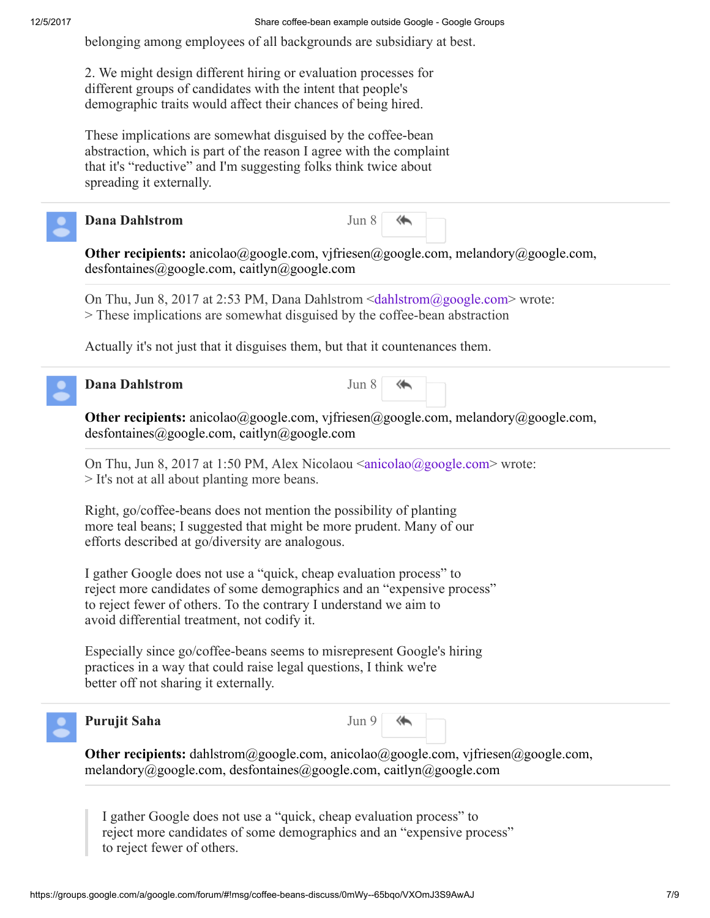belonging among employees of all backgrounds are subsidiary at best.

2. We might design different hiring or evaluation processes for different groups of candidates with the intent that people's demographic traits would affect their chances of being hired.

These implications are somewhat disguised by the coffee-bean abstraction, which is part of the reason I agree with the complaint that it's “reductive” and I'm suggesting folks think twice about spreading it externally.

---

**Dana Dahlstrom** Jun 8

**Other recipients:** anicolao@google.com, vjfriesen@google.com, melandory@google.com, desfontaines@google.com, caitlyn@google.com

On Thu, Jun 8, 2017 at 2:53 PM, Dana Dahlstrom <dahlstrom@google.com> wrote:
> These implications are somewhat disguised by the coffee-bean abstraction

Actually it's not just that it disguises them, but that it countenances them.

---

**Dana Dahlstrom** Jun 8

**Other recipients:** anicolao@google.com, vjfriesen@google.com, melandory@google.com, desfontaines@google.com, caitlyn@google.com

On Thu, Jun 8, 2017 at 1:50 PM, Alex Nicolaou <anicolao@google.com> wrote:
> It's not at all about planting more beans.

Right, go/coffee-beans does not mention the possibility of planting more teal beans; I suggested that might be more prudent. Many of our efforts described at go/diversity are analogous.

I gather Google does not use a “quick, cheap evaluation process” to reject more candidates of some demographics and an “expensive process” to reject fewer of others. To the contrary I understand we aim to avoid differential treatment, not codify it.

Especially since go/coffee-beans seems to misrepresent Google's hiring practices in a way that could raise legal questions, I think we're better off not sharing it externally.

---

**Purujit Saha** Jun 9

**Other recipients:** dahlstrom@google.com, anicolao@google.com, vjfriesen@google.com, melandory@google.com, desfontaines@google.com, caitlyn@google.com

> I gather Google does not use a “quick, cheap evaluation process” to reject more candidates of some demographics and an “expensive process” to reject fewer of others.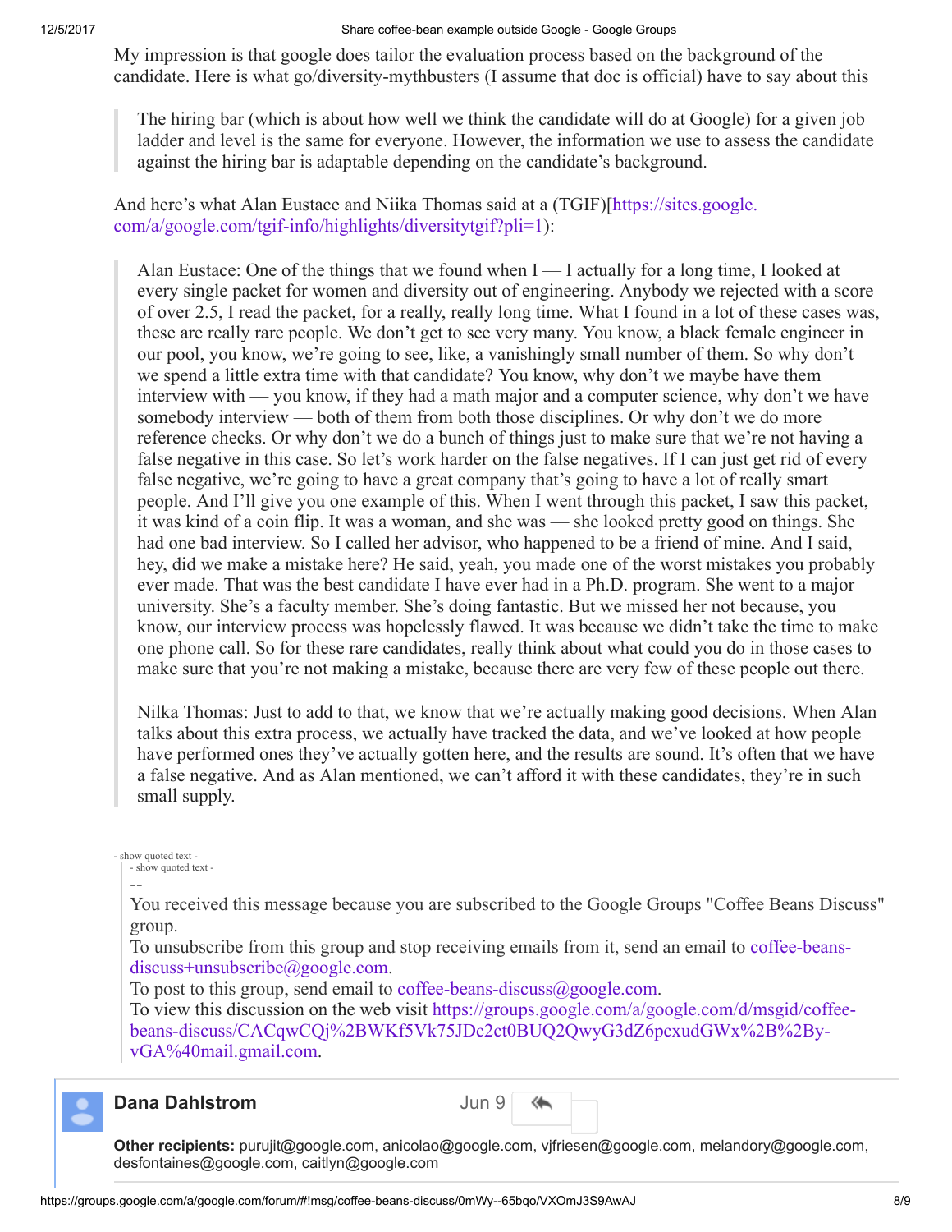My impression is that google does tailor the evaluation process based on the background of the candidate. Here is what go/diversity-mythbusters (I assume that doc is official) have to say about this

> The hiring bar (which is about how well we think the candidate will do at Google) for a given job ladder and level is the same for everyone. However, the information we use to assess the candidate against the hiring bar is adaptable depending on the candidate's background.

And here's what Alan Eustace and Niika Thomas said at a (TGIF)[https://sites.google.com/a/google.com/tgif-info/highlights/diversitytgif?pli=1):

> Alan Eustace: One of the things that we found when I — I actually for a long time, I looked at every single packet for women and diversity out of engineering. Anybody we rejected with a score of over 2.5, I read the packet, for a really, really long time. What I found in a lot of these cases was, these are really rare people. We don't get to see very many. You know, a black female engineer in our pool, you know, we're going to see, like, a vanishingly small number of them. So why don't we spend a little extra time with that candidate? You know, why don't we maybe have them interview with — you know, if they had a math major and a computer science, why don't we have somebody interview — both of them from both those disciplines. Or why don't we do more reference checks. Or why don't we do a bunch of things just to make sure that we're not having a false negative in this case. So let's work harder on the false negatives. If I can just get rid of every false negative, we're going to have a great company that's going to have a lot of really smart people. And I'll give you one example of this. When I went through this packet, I saw this packet, it was kind of a coin flip. It was a woman, and she was — she looked pretty good on things. She had one bad interview. So I called her advisor, who happened to be a friend of mine. And I said, hey, did we make a mistake here? He said, yeah, you made one of the worst mistakes you probably ever made. That was the best candidate I have ever had in a Ph.D. program. She went to a major university. She's a faculty member. She's doing fantastic. But we missed her not because, you know, our interview process was hopelessly flawed. It was because we didn't take the time to make one phone call. So for these rare candidates, really think about what could you do in those cases to make sure that you're not making a mistake, because there are very few of these people out there.
>
> Nilka Thomas: Just to add to that, we know that we're actually making good decisions. When Alan talks about this extra process, we actually have tracked the data, and we've looked at how people have performed ones they've actually gotten here, and the results are sound. It's often that we have a false negative. And as Alan mentioned, we can't afford it with these candidates, they're in such small supply.

- show quoted text -

- show quoted text -

--

You received this message because you are subscribed to the Google Groups "Coffee Beans Discuss" group.
To unsubscribe from this group and stop receiving emails from it, send an email to coffee-beans-discuss+unsubscribe@google.com.
To post to this group, send email to coffee-beans-discuss@google.com.
To view this discussion on the web visit https://groups.google.com/a/google.com/d/msgid/coffee-beans-discuss/CACqwCQj%2BWKf5Vk75JDc2ct0BUQ2QwyG3dZ6pcxudGWx%2B%2By-vGA%40mail.gmail.com.

**Dana Dahlstrom** Jun 9

**Other recipients:** purujit@google.com, anicolao@google.com, vjfriesen@google.com, melandory@google.com, desfontaines@google.com, caitlyn@google.com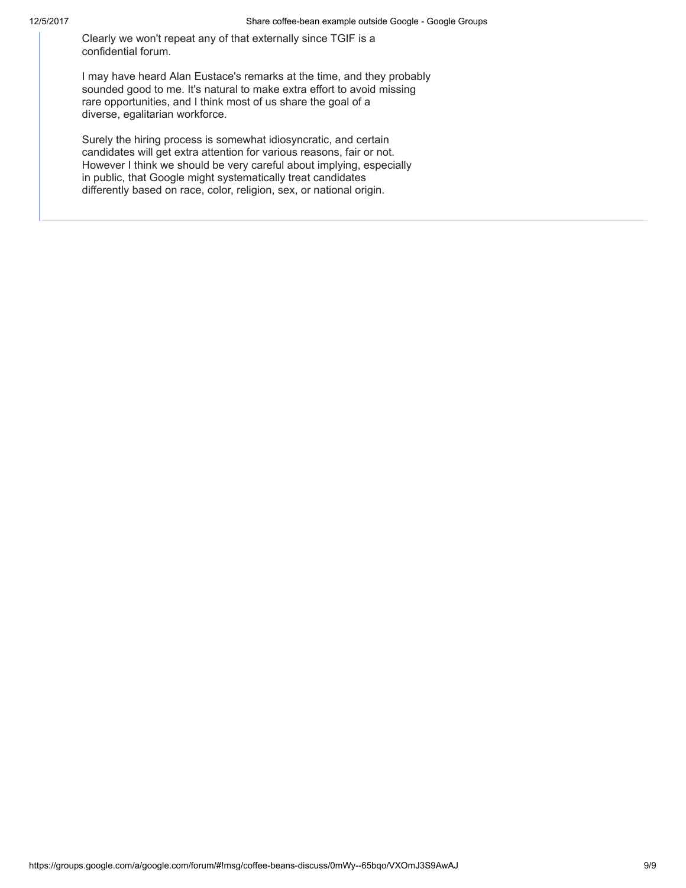Clearly we won't repeat any of that externally since TGIF is a confidential forum.

I may have heard Alan Eustace's remarks at the time, and they probably sounded good to me. It's natural to make extra effort to avoid missing rare opportunities, and I think most of us share the goal of a diverse, egalitarian workforce.

Surely the hiring process is somewhat idiosyncratic, and certain candidates will get extra attention for various reasons, fair or not. However I think we should be very careful about implying, especially in public, that Google might systematically treat candidates differently based on race, color, religion, sex, or national origin.